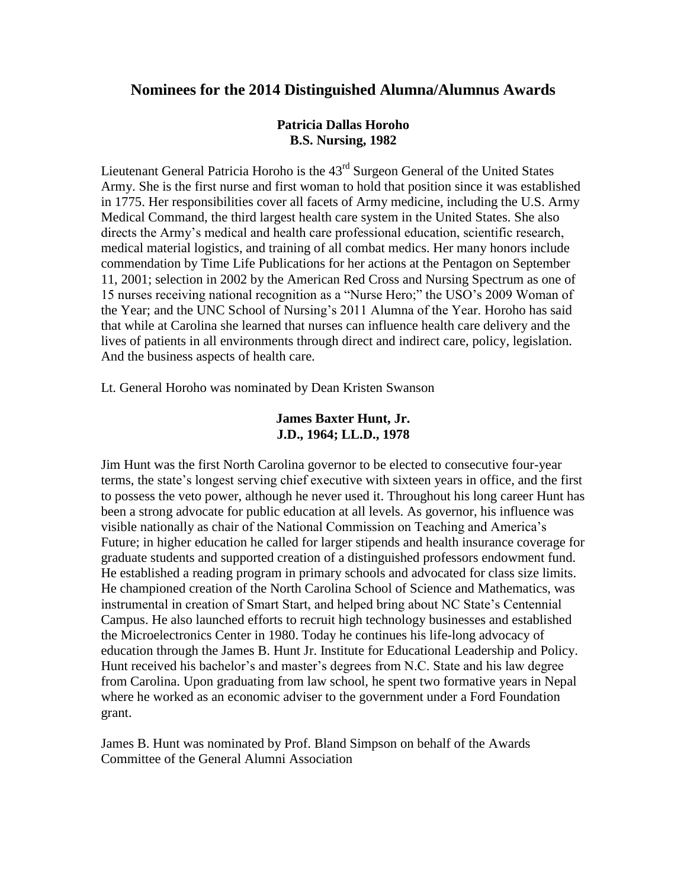# Nominees for the 2014 Distinguished Alumna/Alumnus Awards

**Patricia Dallas Horoho**
**B.S. Nursing, 1982**

Lieutenant General Patricia Horoho is the 43rd Surgeon General of the United States Army. She is the first nurse and first woman to hold that position since it was established in 1775. Her responsibilities cover all facets of Army medicine, including the U.S. Army Medical Command, the third largest health care system in the United States. She also directs the Army's medical and health care professional education, scientific research, medical material logistics, and training of all combat medics. Her many honors include commendation by Time Life Publications for her actions at the Pentagon on September 11, 2001; selection in 2002 by the American Red Cross and Nursing Spectrum as one of 15 nurses receiving national recognition as a "Nurse Hero;" the USO's 2009 Woman of the Year; and the UNC School of Nursing's 2011 Alumna of the Year. Horoho has said that while at Carolina she learned that nurses can influence health care delivery and the lives of patients in all environments through direct and indirect care, policy, legislation. And the business aspects of health care.

Lt. General Horoho was nominated by Dean Kristen Swanson

**James Baxter Hunt, Jr.**
**J.D., 1964; LL.D., 1978**

Jim Hunt was the first North Carolina governor to be elected to consecutive four-year terms, the state's longest serving chief executive with sixteen years in office, and the first to possess the veto power, although he never used it. Throughout his long career Hunt has been a strong advocate for public education at all levels. As governor, his influence was visible nationally as chair of the National Commission on Teaching and America's Future; in higher education he called for larger stipends and health insurance coverage for graduate students and supported creation of a distinguished professors endowment fund. He established a reading program in primary schools and advocated for class size limits. He championed creation of the North Carolina School of Science and Mathematics, was instrumental in creation of Smart Start, and helped bring about NC State's Centennial Campus. He also launched efforts to recruit high technology businesses and established the Microelectronics Center in 1980. Today he continues his life-long advocacy of education through the James B. Hunt Jr. Institute for Educational Leadership and Policy. Hunt received his bachelor's and master's degrees from N.C. State and his law degree from Carolina. Upon graduating from law school, he spent two formative years in Nepal where he worked as an economic adviser to the government under a Ford Foundation grant.

James B. Hunt was nominated by Prof. Bland Simpson on behalf of the Awards Committee of the General Alumni Association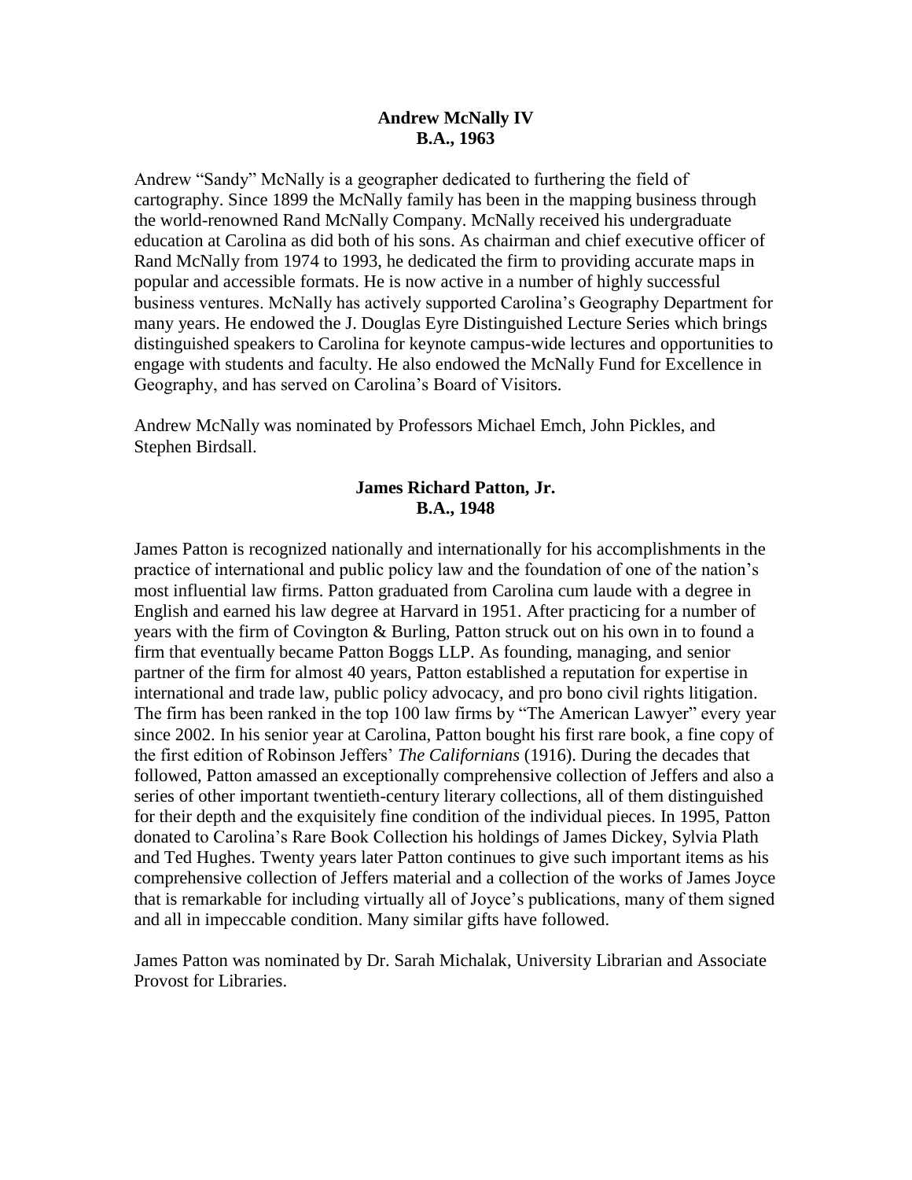**Andrew McNally IV**
**B.A., 1963**

Andrew "Sandy" McNally is a geographer dedicated to furthering the field of cartography. Since 1899 the McNally family has been in the mapping business through the world-renowned Rand McNally Company. McNally received his undergraduate education at Carolina as did both of his sons. As chairman and chief executive officer of Rand McNally from 1974 to 1993, he dedicated the firm to providing accurate maps in popular and accessible formats. He is now active in a number of highly successful business ventures. McNally has actively supported Carolina's Geography Department for many years. He endowed the J. Douglas Eyre Distinguished Lecture Series which brings distinguished speakers to Carolina for keynote campus-wide lectures and opportunities to engage with students and faculty. He also endowed the McNally Fund for Excellence in Geography, and has served on Carolina's Board of Visitors.

Andrew McNally was nominated by Professors Michael Emch, John Pickles, and Stephen Birdsall.

**James Richard Patton, Jr.**
**B.A., 1948**

James Patton is recognized nationally and internationally for his accomplishments in the practice of international and public policy law and the foundation of one of the nation's most influential law firms. Patton graduated from Carolina cum laude with a degree in English and earned his law degree at Harvard in 1951. After practicing for a number of years with the firm of Covington & Burling, Patton struck out on his own in to found a firm that eventually became Patton Boggs LLP. As founding, managing, and senior partner of the firm for almost 40 years, Patton established a reputation for expertise in international and trade law, public policy advocacy, and pro bono civil rights litigation. The firm has been ranked in the top 100 law firms by "The American Lawyer" every year since 2002. In his senior year at Carolina, Patton bought his first rare book, a fine copy of the first edition of Robinson Jeffers' *The Californians* (1916). During the decades that followed, Patton amassed an exceptionally comprehensive collection of Jeffers and also a series of other important twentieth-century literary collections, all of them distinguished for their depth and the exquisitely fine condition of the individual pieces. In 1995, Patton donated to Carolina's Rare Book Collection his holdings of James Dickey, Sylvia Plath and Ted Hughes. Twenty years later Patton continues to give such important items as his comprehensive collection of Jeffers material and a collection of the works of James Joyce that is remarkable for including virtually all of Joyce's publications, many of them signed and all in impeccable condition. Many similar gifts have followed.

James Patton was nominated by Dr. Sarah Michalak, University Librarian and Associate Provost for Libraries.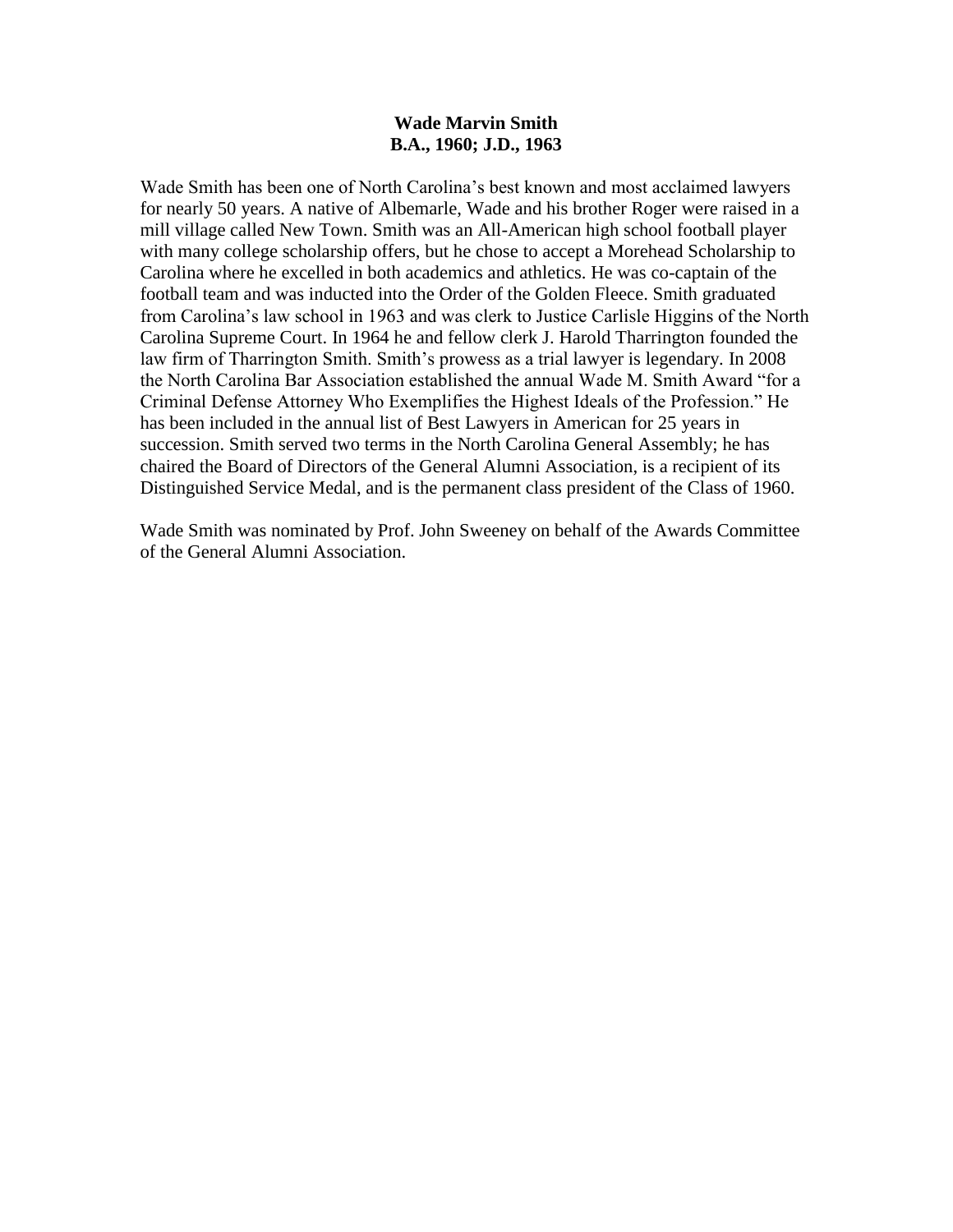**Wade Marvin Smith**
**B.A., 1960; J.D., 1963**

Wade Smith has been one of North Carolina's best known and most acclaimed lawyers for nearly 50 years. A native of Albemarle, Wade and his brother Roger were raised in a mill village called New Town. Smith was an All-American high school football player with many college scholarship offers, but he chose to accept a Morehead Scholarship to Carolina where he excelled in both academics and athletics. He was co-captain of the football team and was inducted into the Order of the Golden Fleece. Smith graduated from Carolina's law school in 1963 and was clerk to Justice Carlisle Higgins of the North Carolina Supreme Court. In 1964 he and fellow clerk J. Harold Tharrington founded the law firm of Tharrington Smith. Smith's prowess as a trial lawyer is legendary. In 2008 the North Carolina Bar Association established the annual Wade M. Smith Award "for a Criminal Defense Attorney Who Exemplifies the Highest Ideals of the Profession." He has been included in the annual list of Best Lawyers in American for 25 years in succession. Smith served two terms in the North Carolina General Assembly; he has chaired the Board of Directors of the General Alumni Association, is a recipient of its Distinguished Service Medal, and is the permanent class president of the Class of 1960.

Wade Smith was nominated by Prof. John Sweeney on behalf of the Awards Committee of the General Alumni Association.